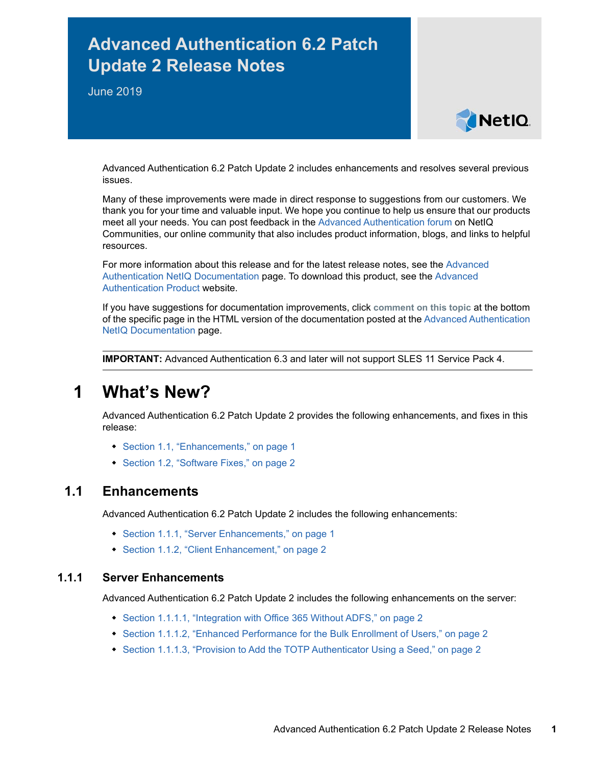# Advanced Authentication 6.2 Patch Update 2 Release Notes

June 2019

Advanced Authentication 6.2 Patch Update 2 includes enhancements and resolves several previous issues.

Many of these improvements were made in direct response to suggestions from our customers. We thank you for your time and valuable input. We hope you continue to help us ensure that our products meet all your needs. You can post feedback in the Advanced Authentication forum on NetIQ Communities, our online community that also includes product information, blogs, and links to helpful resources.

For more information about this release and for the latest release notes, see the Advanced Authentication NetIQ Documentation page. To download this product, see the Advanced Authentication Product website.

If you have suggestions for documentation improvements, click **comment on this topic** at the bottom of the specific page in the HTML version of the documentation posted at the Advanced Authentication NetIQ Documentation page.

---

**IMPORTANT:** Advanced Authentication 6.3 and later will not support SLES 11 Service Pack 4.

---

# 1 What's New?

Advanced Authentication 6.2 Patch Update 2 provides the following enhancements, and fixes in this release:

- Section 1.1, "Enhancements," on page 1
- Section 1.2, "Software Fixes," on page 2

## 1.1 Enhancements

Advanced Authentication 6.2 Patch Update 2 includes the following enhancements:

- Section 1.1.1, "Server Enhancements," on page 1
- Section 1.1.2, "Client Enhancement," on page 2

### 1.1.1 Server Enhancements

Advanced Authentication 6.2 Patch Update 2 includes the following enhancements on the server:

- Section 1.1.1.1, "Integration with Office 365 Without ADFS," on page 2
- Section 1.1.1.2, "Enhanced Performance for the Bulk Enrollment of Users," on page 2
- Section 1.1.1.3, "Provision to Add the TOTP Authenticator Using a Seed," on page 2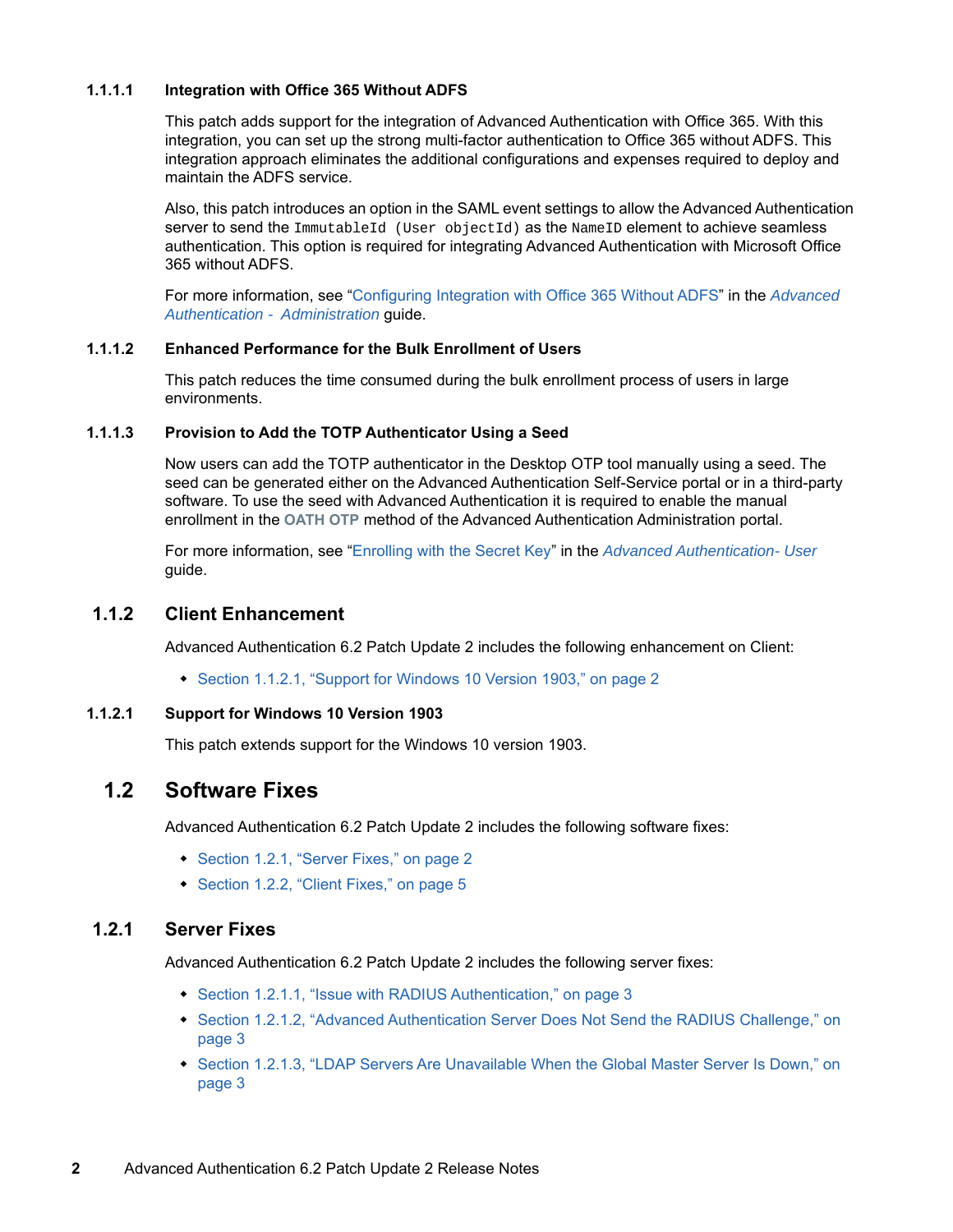#### 1.1.1.1 Integration with Office 365 Without ADFS

This patch adds support for the integration of Advanced Authentication with Office 365. With this integration, you can set up the strong multi-factor authentication to Office 365 without ADFS. This integration approach eliminates the additional configurations and expenses required to deploy and maintain the ADFS service.

Also, this patch introduces an option in the SAML event settings to allow the Advanced Authentication server to send the `ImmutableId (User objectId)` as the `NameID` element to achieve seamless authentication. This option is required for integrating Advanced Authentication with Microsoft Office 365 without ADFS.

For more information, see "Configuring Integration with Office 365 Without ADFS" in the *Advanced Authentication - Administration* guide.

#### 1.1.1.2 Enhanced Performance for the Bulk Enrollment of Users

This patch reduces the time consumed during the bulk enrollment process of users in large environments.

#### 1.1.1.3 Provision to Add the TOTP Authenticator Using a Seed

Now users can add the TOTP authenticator in the Desktop OTP tool manually using a seed. The seed can be generated either on the Advanced Authentication Self-Service portal or in a third-party software. To use the seed with Advanced Authentication it is required to enable the manual enrollment in the **OATH OTP** method of the Advanced Authentication Administration portal.

For more information, see "Enrolling with the Secret Key" in the *Advanced Authentication- User* guide.

### 1.1.2 Client Enhancement

Advanced Authentication 6.2 Patch Update 2 includes the following enhancement on Client:

- Section 1.1.2.1, "Support for Windows 10 Version 1903," on page 2

#### 1.1.2.1 Support for Windows 10 Version 1903

This patch extends support for the Windows 10 version 1903.

## 1.2 Software Fixes

Advanced Authentication 6.2 Patch Update 2 includes the following software fixes:

- Section 1.2.1, "Server Fixes," on page 2
- Section 1.2.2, "Client Fixes," on page 5

### 1.2.1 Server Fixes

Advanced Authentication 6.2 Patch Update 2 includes the following server fixes:

- Section 1.2.1.1, "Issue with RADIUS Authentication," on page 3
- Section 1.2.1.2, "Advanced Authentication Server Does Not Send the RADIUS Challenge," on page 3
- Section 1.2.1.3, "LDAP Servers Are Unavailable When the Global Master Server Is Down," on page 3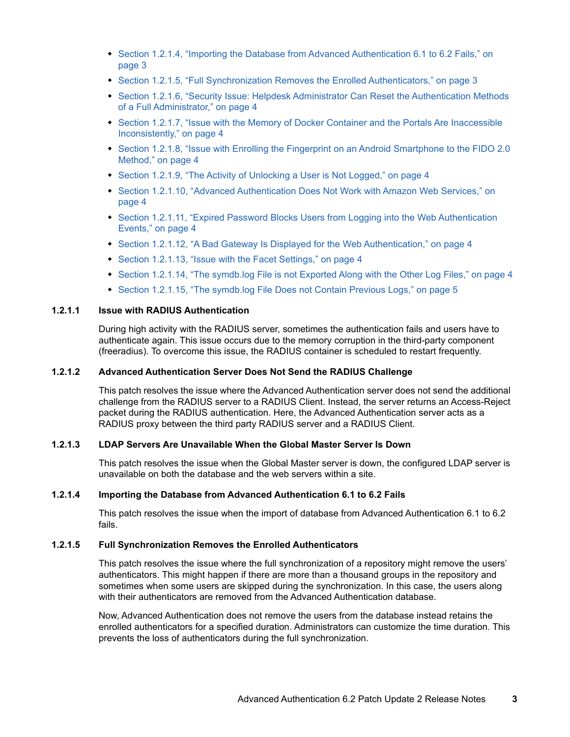- Section 1.2.1.4, “Importing the Database from Advanced Authentication 6.1 to 6.2 Fails,” on page 3
- Section 1.2.1.5, “Full Synchronization Removes the Enrolled Authenticators,” on page 3
- Section 1.2.1.6, “Security Issue: Helpdesk Administrator Can Reset the Authentication Methods of a Full Administrator,” on page 4
- Section 1.2.1.7, “Issue with the Memory of Docker Container and the Portals Are Inaccessible Inconsistently,” on page 4
- Section 1.2.1.8, “Issue with Enrolling the Fingerprint on an Android Smartphone to the FIDO 2.0 Method,” on page 4
- Section 1.2.1.9, “The Activity of Unlocking a User is Not Logged,” on page 4
- Section 1.2.1.10, “Advanced Authentication Does Not Work with Amazon Web Services,” on page 4
- Section 1.2.1.11, “Expired Password Blocks Users from Logging into the Web Authentication Events,” on page 4
- Section 1.2.1.12, “A Bad Gateway Is Displayed for the Web Authentication,” on page 4
- Section 1.2.1.13, “Issue with the Facet Settings,” on page 4
- Section 1.2.1.14, “The symdb.log File is not Exported Along with the Other Log Files,” on page 4
- Section 1.2.1.15, “The symdb.log File Does not Contain Previous Logs,” on page 5

#### 1.2.1.1 Issue with RADIUS Authentication

During high activity with the RADIUS server, sometimes the authentication fails and users have to authenticate again. This issue occurs due to the memory corruption in the third-party component (freeradius). To overcome this issue, the RADIUS container is scheduled to restart frequently.

#### 1.2.1.2 Advanced Authentication Server Does Not Send the RADIUS Challenge

This patch resolves the issue where the Advanced Authentication server does not send the additional challenge from the RADIUS server to a RADIUS Client. Instead, the server returns an Access-Reject packet during the RADIUS authentication. Here, the Advanced Authentication server acts as a RADIUS proxy between the third party RADIUS server and a RADIUS Client.

#### 1.2.1.3 LDAP Servers Are Unavailable When the Global Master Server Is Down

This patch resolves the issue when the Global Master server is down, the configured LDAP server is unavailable on both the database and the web servers within a site.

#### 1.2.1.4 Importing the Database from Advanced Authentication 6.1 to 6.2 Fails

This patch resolves the issue when the import of database from Advanced Authentication 6.1 to 6.2 fails.

#### 1.2.1.5 Full Synchronization Removes the Enrolled Authenticators

This patch resolves the issue where the full synchronization of a repository might remove the users’ authenticators. This might happen if there are more than a thousand groups in the repository and sometimes when some users are skipped during the synchronization. In this case, the users along with their authenticators are removed from the Advanced Authentication database.

Now, Advanced Authentication does not remove the users from the database instead retains the enrolled authenticators for a specified duration. Administrators can customize the time duration. This prevents the loss of authenticators during the full synchronization.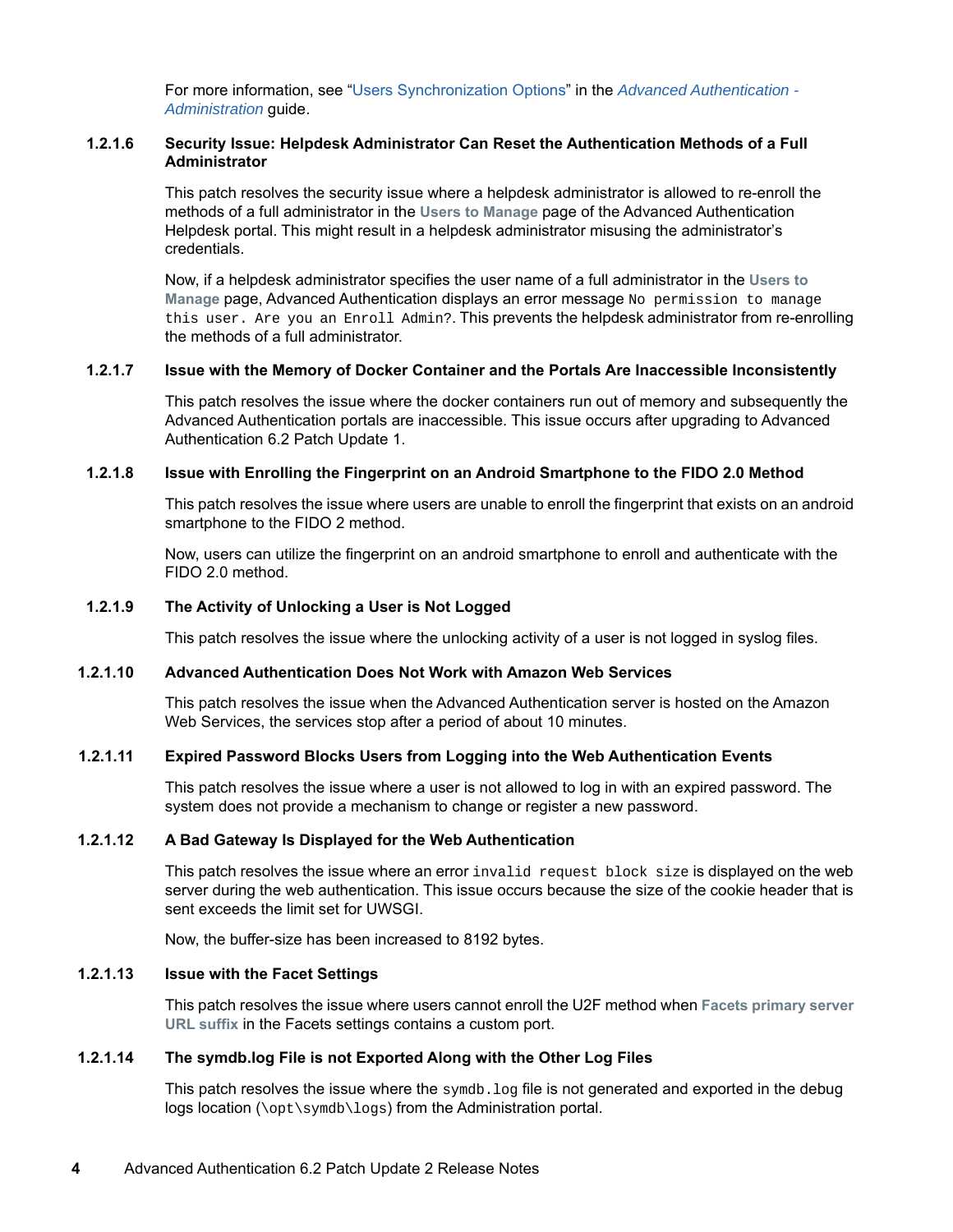For more information, see "Users Synchronization Options" in the *Advanced Authentication - Administration* guide.

### 1.2.1.6 Security Issue: Helpdesk Administrator Can Reset the Authentication Methods of a Full Administrator

This patch resolves the security issue where a helpdesk administrator is allowed to re-enroll the methods of a full administrator in the **Users to Manage** page of the Advanced Authentication Helpdesk portal. This might result in a helpdesk administrator misusing the administrator's credentials.

Now, if a helpdesk administrator specifies the user name of a full administrator in the **Users to Manage** page, Advanced Authentication displays an error message `No permission to manage this user. Are you an Enroll Admin?`. This prevents the helpdesk administrator from re-enrolling the methods of a full administrator.

### 1.2.1.7 Issue with the Memory of Docker Container and the Portals Are Inaccessible Inconsistently

This patch resolves the issue where the docker containers run out of memory and subsequently the Advanced Authentication portals are inaccessible. This issue occurs after upgrading to Advanced Authentication 6.2 Patch Update 1.

### 1.2.1.8 Issue with Enrolling the Fingerprint on an Android Smartphone to the FIDO 2.0 Method

This patch resolves the issue where users are unable to enroll the fingerprint that exists on an android smartphone to the FIDO 2 method.

Now, users can utilize the fingerprint on an android smartphone to enroll and authenticate with the FIDO 2.0 method.

### 1.2.1.9 The Activity of Unlocking a User is Not Logged

This patch resolves the issue where the unlocking activity of a user is not logged in syslog files.

### 1.2.1.10 Advanced Authentication Does Not Work with Amazon Web Services

This patch resolves the issue when the Advanced Authentication server is hosted on the Amazon Web Services, the services stop after a period of about 10 minutes.

### 1.2.1.11 Expired Password Blocks Users from Logging into the Web Authentication Events

This patch resolves the issue where a user is not allowed to log in with an expired password. The system does not provide a mechanism to change or register a new password.

### 1.2.1.12 A Bad Gateway Is Displayed for the Web Authentication

This patch resolves the issue where an error `invalid request block size` is displayed on the web server during the web authentication. This issue occurs because the size of the cookie header that is sent exceeds the limit set for UWSGI.

Now, the buffer-size has been increased to 8192 bytes.

### 1.2.1.13 Issue with the Facet Settings

This patch resolves the issue where users cannot enroll the U2F method when **Facets primary server URL suffix** in the Facets settings contains a custom port.

### 1.2.1.14 The symdb.log File is not Exported Along with the Other Log Files

This patch resolves the issue where the `symdb.log` file is not generated and exported in the debug logs location (`\opt\symdb\logs`) from the Administration portal.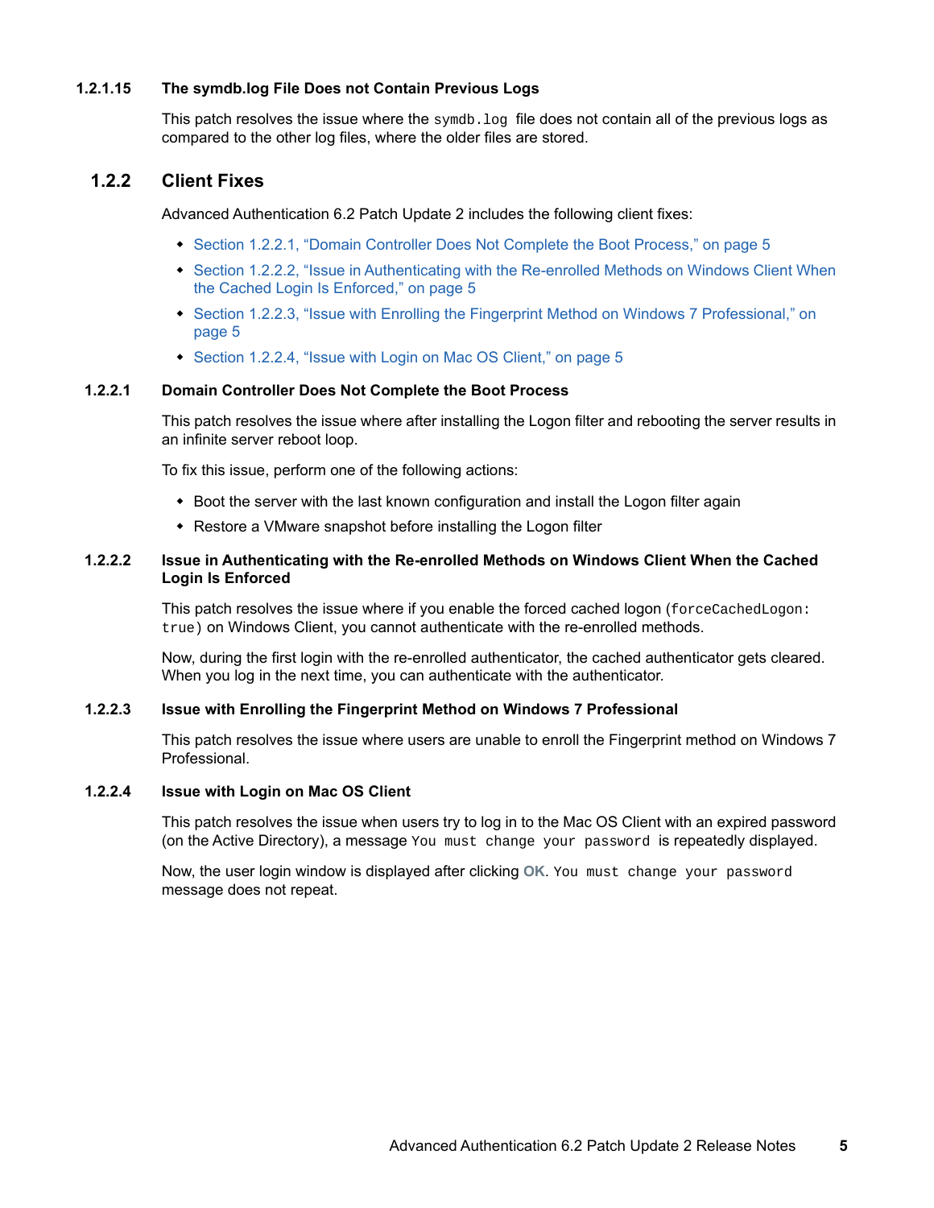#### 1.2.1.15 The symdb.log File Does not Contain Previous Logs

This patch resolves the issue where the `symdb.log` file does not contain all of the previous logs as compared to the other log files, where the older files are stored.

### 1.2.2 Client Fixes

Advanced Authentication 6.2 Patch Update 2 includes the following client fixes:

- Section 1.2.2.1, "Domain Controller Does Not Complete the Boot Process," on page 5
- Section 1.2.2.2, "Issue in Authenticating with the Re-enrolled Methods on Windows Client When the Cached Login Is Enforced," on page 5
- Section 1.2.2.3, "Issue with Enrolling the Fingerprint Method on Windows 7 Professional," on page 5
- Section 1.2.2.4, "Issue with Login on Mac OS Client," on page 5

#### 1.2.2.1 Domain Controller Does Not Complete the Boot Process

This patch resolves the issue where after installing the Logon filter and rebooting the server results in an infinite server reboot loop.

To fix this issue, perform one of the following actions:

- Boot the server with the last known configuration and install the Logon filter again
- Restore a VMware snapshot before installing the Logon filter

#### 1.2.2.2 Issue in Authenticating with the Re-enrolled Methods on Windows Client When the Cached Login Is Enforced

This patch resolves the issue where if you enable the forced cached logon (`forceCachedLogon: true`) on Windows Client, you cannot authenticate with the re-enrolled methods.

Now, during the first login with the re-enrolled authenticator, the cached authenticator gets cleared. When you log in the next time, you can authenticate with the authenticator.

#### 1.2.2.3 Issue with Enrolling the Fingerprint Method on Windows 7 Professional

This patch resolves the issue where users are unable to enroll the Fingerprint method on Windows 7 Professional.

#### 1.2.2.4 Issue with Login on Mac OS Client

This patch resolves the issue when users try to log in to the Mac OS Client with an expired password (on the Active Directory), a message `You must change your password` is repeatedly displayed.

Now, the user login window is displayed after clicking **OK**. `You must change your password` message does not repeat.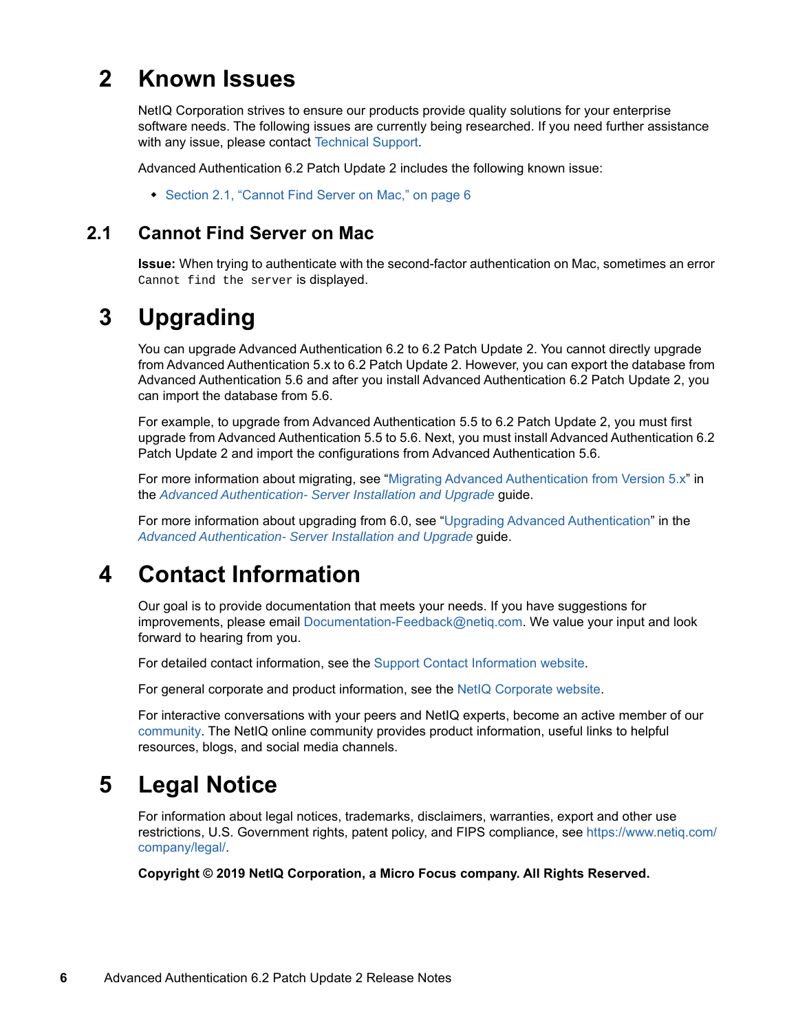# 2 Known Issues

NetIQ Corporation strives to ensure our products provide quality solutions for your enterprise software needs. The following issues are currently being researched. If you need further assistance with any issue, please contact Technical Support.

Advanced Authentication 6.2 Patch Update 2 includes the following known issue:

- Section 2.1, "Cannot Find Server on Mac," on page 6

## 2.1 Cannot Find Server on Mac

**Issue:** When trying to authenticate with the second-factor authentication on Mac, sometimes an error `Cannot find the server` is displayed.

# 3 Upgrading

You can upgrade Advanced Authentication 6.2 to 6.2 Patch Update 2. You cannot directly upgrade from Advanced Authentication 5.x to 6.2 Patch Update 2. However, you can export the database from Advanced Authentication 5.6 and after you install Advanced Authentication 6.2 Patch Update 2, you can import the database from 5.6.

For example, to upgrade from Advanced Authentication 5.5 to 6.2 Patch Update 2, you must first upgrade from Advanced Authentication 5.5 to 5.6. Next, you must install Advanced Authentication 6.2 Patch Update 2 and import the configurations from Advanced Authentication 5.6.

For more information about migrating, see "Migrating Advanced Authentication from Version 5.x" in the *Advanced Authentication- Server Installation and Upgrade* guide.

For more information about upgrading from 6.0, see "Upgrading Advanced Authentication" in the *Advanced Authentication- Server Installation and Upgrade* guide.

# 4 Contact Information

Our goal is to provide documentation that meets your needs. If you have suggestions for improvements, please email Documentation-Feedback@netiq.com. We value your input and look forward to hearing from you.

For detailed contact information, see the Support Contact Information website.

For general corporate and product information, see the NetIQ Corporate website.

For interactive conversations with your peers and NetIQ experts, become an active member of our community. The NetIQ online community provides product information, useful links to helpful resources, blogs, and social media channels.

# 5 Legal Notice

For information about legal notices, trademarks, disclaimers, warranties, export and other use restrictions, U.S. Government rights, patent policy, and FIPS compliance, see https://www.netiq.com/company/legal/.

**Copyright © 2019 NetIQ Corporation, a Micro Focus company. All Rights Reserved.**